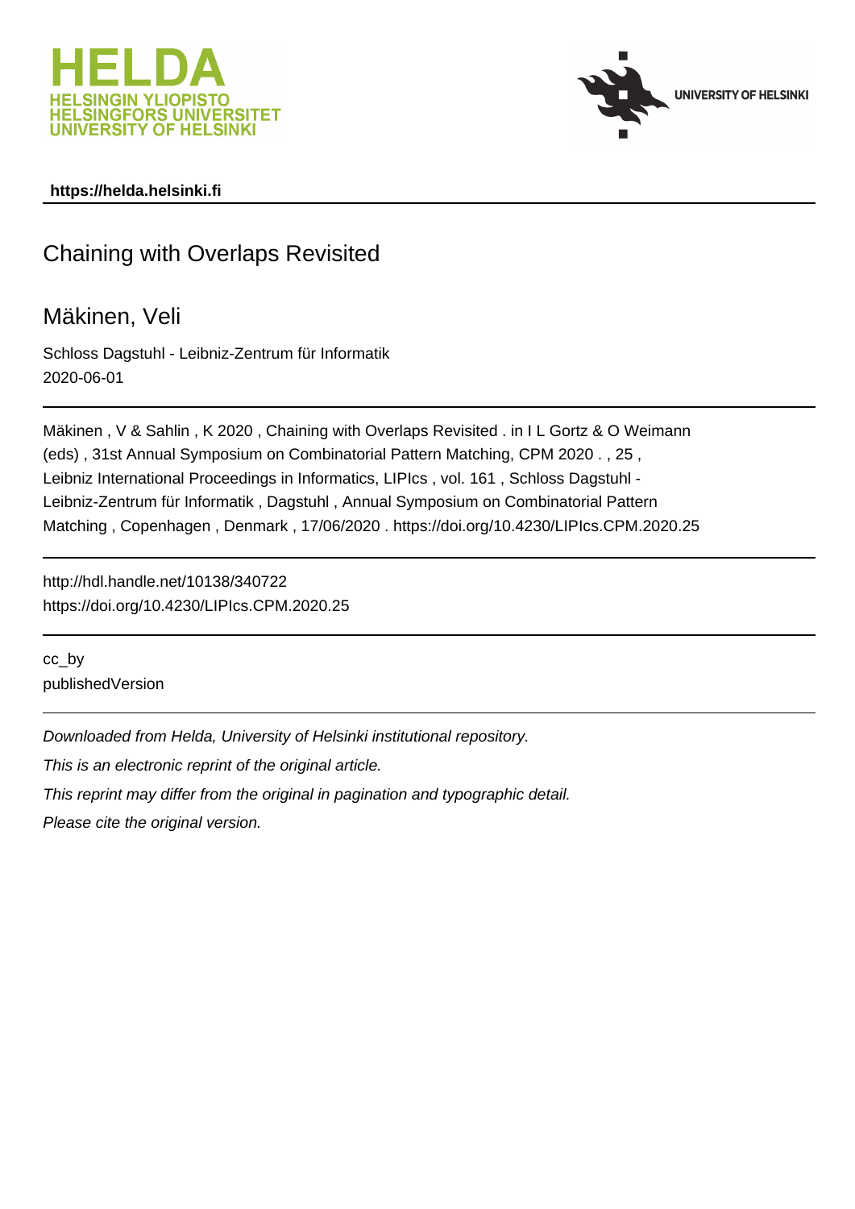HELDA
HELSINGIN YLIOPISTO
HELSINGFORS UNIVERSITET
UNIVERSITY OF HELSINKI

UNIVERSITY OF HELSINKI

**https://helda.helsinki.fi**

---

# Chaining with Overlaps Revisited

## Mäkinen, Veli

Schloss Dagstuhl - Leibniz-Zentrum für Informatik
2020-06-01

---

Mäkinen , V & Sahlin , K 2020 , Chaining with Overlaps Revisited . in I L Gortz & O Weimann (eds) , 31st Annual Symposium on Combinatorial Pattern Matching, CPM 2020 . , 25 , Leibniz International Proceedings in Informatics, LIPIcs , vol. 161 , Schloss Dagstuhl - Leibniz-Zentrum für Informatik , Dagstuhl , Annual Symposium on Combinatorial Pattern Matching , Copenhagen , Denmark , 17/06/2020 . https://doi.org/10.4230/LIPIcs.CPM.2020.25

---

http://hdl.handle.net/10138/340722
https://doi.org/10.4230/LIPIcs.CPM.2020.25

---

cc_by
publishedVersion

---

*Downloaded from Helda, University of Helsinki institutional repository.*

*This is an electronic reprint of the original article.*

*This reprint may differ from the original in pagination and typographic detail.*

*Please cite the original version.*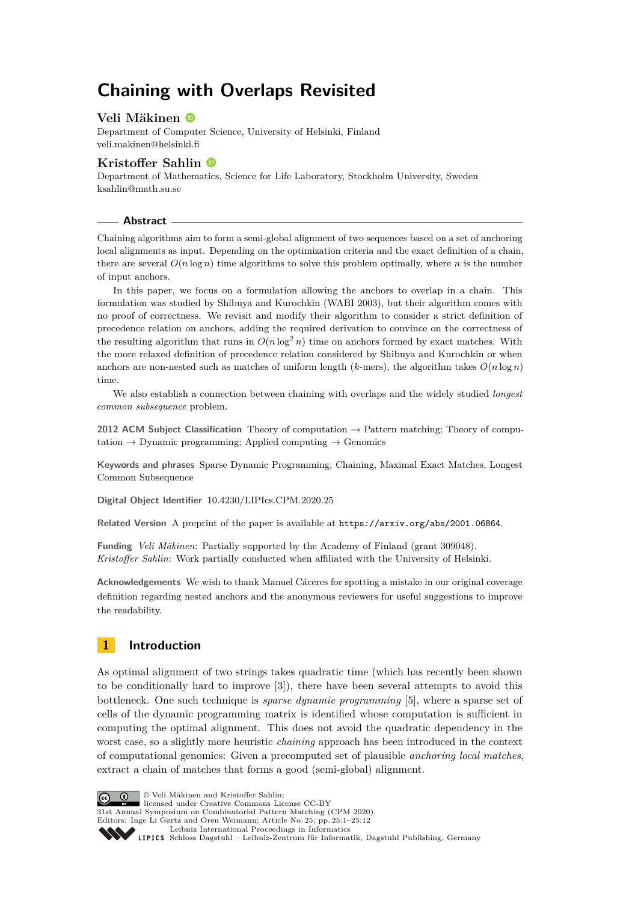# Chaining with Overlaps Revisited

## Veli Mäkinen

Department of Computer Science, University of Helsinki, Finland
veli.makinen@helsinki.fi

## Kristoffer Sahlin

Department of Mathematics, Science for Life Laboratory, Stockholm University, Sweden
ksahlin@math.su.se

### Abstract

Chaining algorithms aim to form a semi-global alignment of two sequences based on a set of anchoring local alignments as input. Depending on the optimization criteria and the exact definition of a chain, there are several $O(n \log n)$ time algorithms to solve this problem optimally, where $n$ is the number of input anchors.

In this paper, we focus on a formulation allowing the anchors to overlap in a chain. This formulation was studied by Shibuya and Kurochkin (WABI 2003), but their algorithm comes with no proof of correctness. We revisit and modify their algorithm to consider a strict definition of precedence relation on anchors, adding the required derivation to convince on the correctness of the resulting algorithm that runs in $O(n \log^2 n)$ time on anchors formed by exact matches. With the more relaxed definition of precedence relation considered by Shibuya and Kurochkin or when anchors are non-nested such as matches of uniform length ($k$-mers), the algorithm takes $O(n \log n)$ time.

We also establish a connection between chaining with overlaps and the widely studied *longest common subsequence* problem.

**2012 ACM Subject Classification** Theory of computation → Pattern matching; Theory of computation → Dynamic programming; Applied computing → Genomics

**Keywords and phrases** Sparse Dynamic Programming, Chaining, Maximal Exact Matches, Longest Common Subsequence

**Digital Object Identifier** 10.4230/LIPIcs.CPM.2020.25

**Related Version** A preprint of the paper is available at https://arxiv.org/abs/2001.06864.

**Funding** *Veli Mäkinen*: Partially supported by the Academy of Finland (grant 309048).
*Kristoffer Sahlin*: Work partially conducted when affiliated with the University of Helsinki.

**Acknowledgements** We wish to thank Manuel Cáceres for spotting a mistake in our original coverage definition regarding nested anchors and the anonymous reviewers for useful suggestions to improve the readability.

## 1 Introduction

As optimal alignment of two strings takes quadratic time (which has recently been shown to be conditionally hard to improve [3]), there have been several attempts to avoid this bottleneck. One such technique is *sparse dynamic programming* [5], where a sparse set of cells of the dynamic programming matrix is identified whose computation is sufficient in computing the optimal alignment. This does not avoid the quadratic dependency in the worst case, so a slightly more heuristic *chaining* approach has been introduced in the context of computational genomics: Given a precomputed set of plausible *anchoring local matches*, extract a chain of matches that forms a good (semi-global) alignment.

© Veli Mäkinen and Kristoffer Sahlin;
licensed under Creative Commons License CC-BY
31st Annual Symposium on Combinatorial Pattern Matching (CPM 2020).
Editors: Inge Li Gørtz and Oren Weimann; Article No. 25; pp. 25:1–25:12
Leibniz International Proceedings in Informatics
Schloss Dagstuhl – Leibniz-Zentrum für Informatik, Dagstuhl Publishing, Germany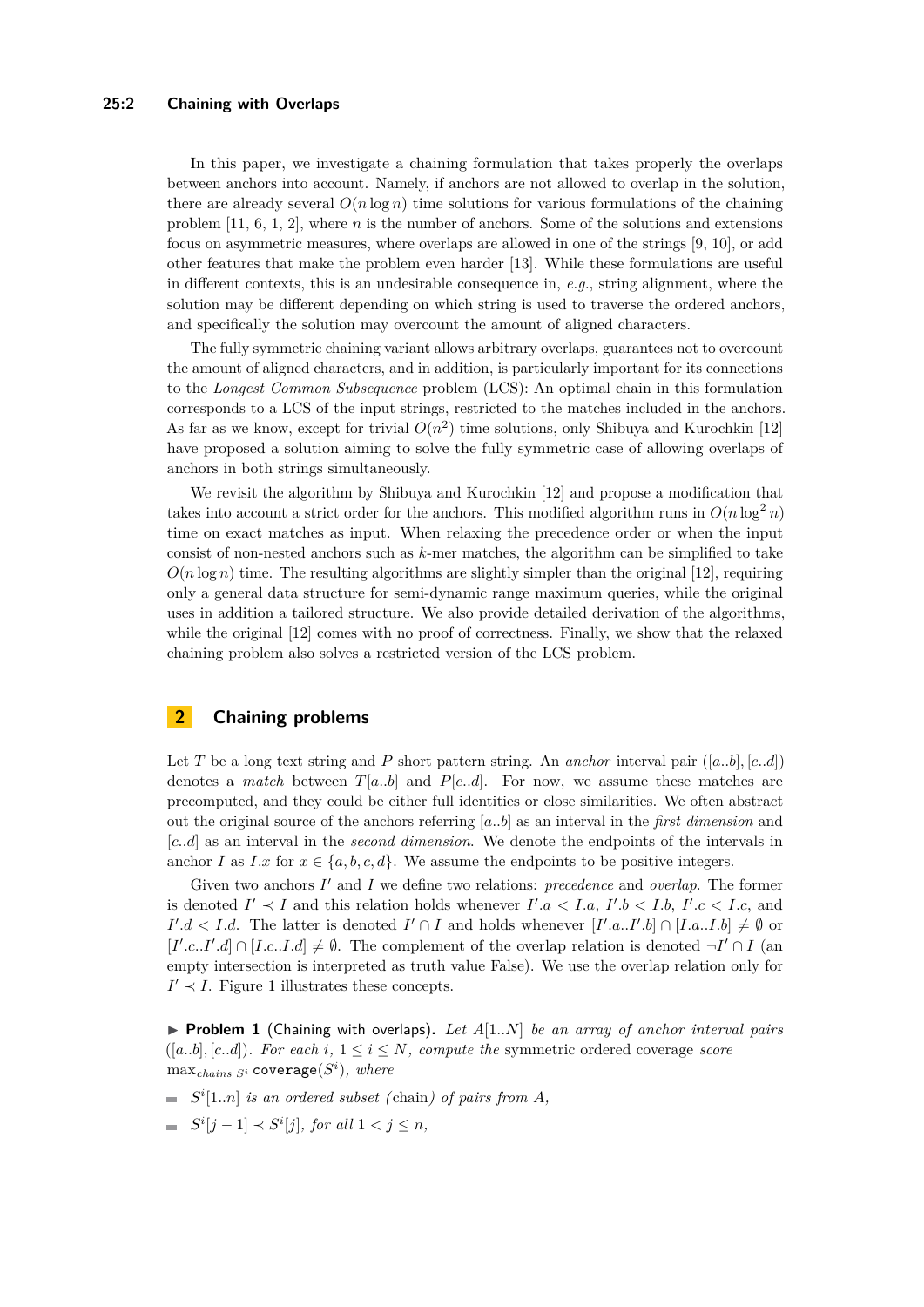In this paper, we investigate a chaining formulation that takes properly the overlaps between anchors into account. Namely, if anchors are not allowed to overlap in the solution, there are already several $O(n \log n)$ time solutions for various formulations of the chaining problem [11, 6, 1, 2], where $n$ is the number of anchors. Some of the solutions and extensions focus on asymmetric measures, where overlaps are allowed in one of the strings [9, 10], or add other features that make the problem even harder [13]. While these formulations are useful in different contexts, this is an undesirable consequence in, *e.g.*, string alignment, where the solution may be different depending on which string is used to traverse the ordered anchors, and specifically the solution may overcount the amount of aligned characters.

The fully symmetric chaining variant allows arbitrary overlaps, guarantees not to overcount the amount of aligned characters, and in addition, is particularly important for its connections to the *Longest Common Subsequence* problem (LCS): An optimal chain in this formulation corresponds to a LCS of the input strings, restricted to the matches included in the anchors. As far as we know, except for trivial $O(n^2)$ time solutions, only Shibuya and Kurochkin [12] have proposed a solution aiming to solve the fully symmetric case of allowing overlaps of anchors in both strings simultaneously.

We revisit the algorithm by Shibuya and Kurochkin [12] and propose a modification that takes into account a strict order for the anchors. This modified algorithm runs in $O(n \log^2 n)$ time on exact matches as input. When relaxing the precedence order or when the input consist of non-nested anchors such as $k$-mer matches, the algorithm can be simplified to take $O(n \log n)$ time. The resulting algorithms are slightly simpler than the original [12], requiring only a general data structure for semi-dynamic range maximum queries, while the original uses in addition a tailored structure. We also provide detailed derivation of the algorithms, while the original [12] comes with no proof of correctness. Finally, we show that the relaxed chaining problem also solves a restricted version of the LCS problem.

## 2 Chaining problems

Let $T$ be a long text string and $P$ short pattern string. An *anchor* interval pair $([a..b], [c..d])$ denotes a *match* between $T[a..b]$ and $P[c..d]$. For now, we assume these matches are precomputed, and they could be either full identities or close similarities. We often abstract out the original source of the anchors referring $[a..b]$ as an interval in the *first dimension* and $[c..d]$ as an interval in the *second dimension*. We denote the endpoints of the intervals in anchor $I$ as $I.x$ for $x \in \{a, b, c, d\}$. We assume the endpoints to be positive integers.

Given two anchors $I'$ and $I$ we define two relations: *precedence* and *overlap*. The former is denoted $I' \prec I$ and this relation holds whenever $I'.a < I.a$, $I'.b < I.b$, $I'.c < I.c$, and $I'.d < I.d$. The latter is denoted $I' \cap I$ and holds whenever $[I'.a..I'.b] \cap [I.a..I.b] \neq \emptyset$ or $[I'.c..I'.d] \cap [I.c..I.d] \neq \emptyset$. The complement of the overlap relation is denoted $\neg I' \cap I$ (an empty intersection is interpreted as truth value False). We use the overlap relation only for $I' \prec I$. Figure 1 illustrates these concepts.

▶ **Problem 1** (Chaining with overlaps)**.** *Let $A[1..N]$ be an array of anchor interval pairs $([a..b], [c..d])$. For each $i$, $1 \leq i \leq N$, compute the* symmetric ordered coverage *score* $\max_{chains\ S^i} \texttt{coverage}(S^i)$*, where*

- $S^i[1..n]$ *is an ordered subset (*chain*) of pairs from $A$,*
- $S^i[j-1] \prec S^i[j]$*, for all $1 < j \leq n$,*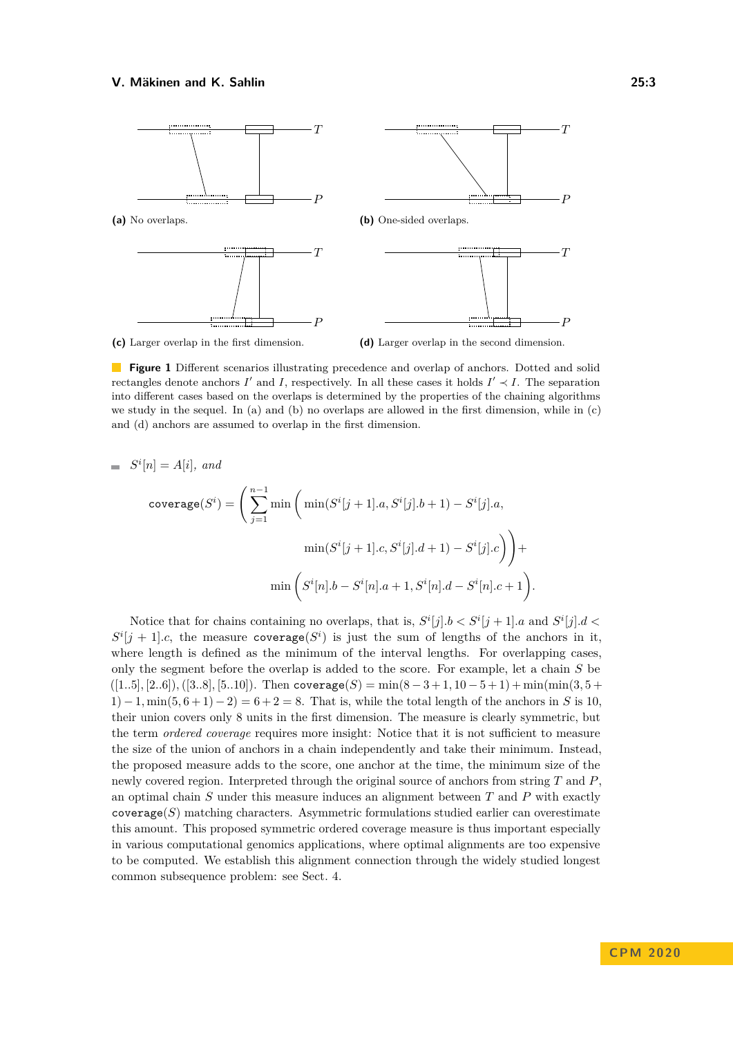(a) No overlaps.

(b) One-sided overlaps.

(c) Larger overlap in the first dimension.

(d) Larger overlap in the second dimension.

**Figure 1** Different scenarios illustrating precedence and overlap of anchors. Dotted and solid rectangles denote anchors $I'$ and $I$, respectively. In all these cases it holds $I' \prec I$. The separation into different cases based on the overlaps is determined by the properties of the chaining algorithms we study in the sequel. In (a) and (b) no overlaps are allowed in the first dimension, while in (c) and (d) anchors are assumed to overlap in the first dimension.

- $S^i[n] = A[i]$, *and*

$$
\texttt{coverage}(S^i) = \left( \sum_{j=1}^{n-1} \min \Big( \min(S^i[j+1].a, S^i[j].b+1) - S^i[j].a, \right.
$$
$$
\left. \min(S^i[j+1].c, S^i[j].d+1) - S^i[j].c \Big) \right) +
$$
$$
\min \Big( S^i[n].b - S^i[n].a + 1, S^i[n].d - S^i[n].c + 1 \Big).
$$

Notice that for chains containing no overlaps, that is, $S^i[j].b < S^i[j+1].a$ and $S^i[j].d < S^i[j+1].c$, the measure $\texttt{coverage}(S^i)$ is just the sum of lengths of the anchors in it, where length is defined as the minimum of the interval lengths. For overlapping cases, only the segment before the overlap is added to the score. For example, let a chain $S$ be $([1..5], [2..6]), ([3..8], [5..10])$. Then $\texttt{coverage}(S) = \min(8-3+1, 10-5+1) + \min(\min(3, 5+1)-1, \min(5, 6+1)-2) = 6+2 = 8$. That is, while the total length of the anchors in $S$ is 10, their union covers only 8 units in the first dimension. The measure is clearly symmetric, but the term *ordered coverage* requires more insight: Notice that it is not sufficient to measure the size of the union of anchors in a chain independently and take their minimum. Instead, the proposed measure adds to the score, one anchor at the time, the minimum size of the newly covered region. Interpreted through the original source of anchors from string $T$ and $P$, an optimal chain $S$ under this measure induces an alignment between $T$ and $P$ with exactly $\texttt{coverage}(S)$ matching characters. Asymmetric formulations studied earlier can overestimate this amount. This proposed symmetric ordered coverage measure is thus important especially in various computational genomics applications, where optimal alignments are too expensive to be computed. We establish this alignment connection through the widely studied longest common subsequence problem: see Sect. 4.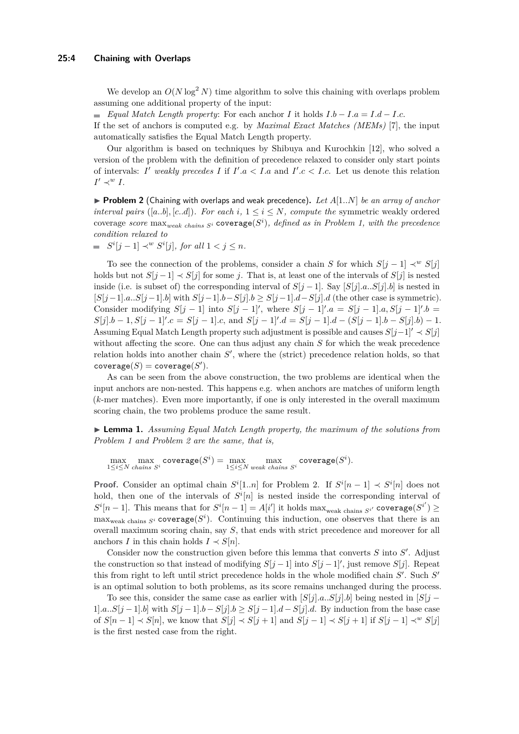We develop an $O(N \log^2 N)$ time algorithm to solve this chaining with overlaps problem assuming one additional property of the input:

- *Equal Match Length property*: For each anchor $I$ it holds $I.b - I.a = I.d - I.c$.

If the set of anchors is computed e.g. by *Maximal Exact Matches (MEMs)* [7], the input automatically satisfies the Equal Match Length property.

Our algorithm is based on techniques by Shibuya and Kurochkin [12], who solved a version of the problem with the definition of precedence relaxed to consider only start points of intervals: $I'$ *weakly precedes* $I$ if $I'.a < I.a$ and $I'.c < I.c$. Let us denote this relation $I' \prec^w I$.

▶ **Problem 2** (Chaining with overlaps and weak precedence)**.** *Let $A[1..N]$ be an array of anchor interval pairs $([a..b],[c..d])$. For each $i$, $1 \leq i \leq N$, compute the* symmetric weakly ordered coverage *score* $\max_{weak\ chains\ S^i} \texttt{coverage}(S^i)$*, defined as in Problem 1, with the precedence condition relaxed to*

- $S^i[j-1] \prec^w S^i[j]$*, for all* $1 < j \leq n$.

To see the connection of the problems, consider a chain $S$ for which $S[j-1] \prec^w S[j]$ holds but not $S[j-1] \prec S[j]$ for some $j$. That is, at least one of the intervals of $S[j]$ is nested inside (i.e. is subset of) the corresponding interval of $S[j-1]$. Say $[S[j].a..S[j].b]$ is nested in $[S[j-1].a..S[j-1].b]$ with $S[j-1].b - S[j].b \geq S[j-1].d - S[j].d$ (the other case is symmetric). Consider modifying $S[j-1]$ into $S[j-1]'$, where $S[j-1]'.a = S[j-1].a, S[j-1]'.b = S[j].b - 1, S[j-1]'.c = S[j-1].c$, and $S[j-1]'.d = S[j-1].d - (S[j-1].b - S[j].b) - 1$. Assuming Equal Match Length property such adjustment is possible and causes $S[j-1]' \prec S[j]$ without affecting the score. One can thus adjust any chain $S$ for which the weak precedence relation holds into another chain $S'$, where the (strict) precedence relation holds, so that $\texttt{coverage}(S) = \texttt{coverage}(S')$.

As can be seen from the above construction, the two problems are identical when the input anchors are non-nested. This happens e.g. when anchors are matches of uniform length ($k$-mer matches). Even more importantly, if one is only interested in the overall maximum scoring chain, the two problems produce the same result.

▶ **Lemma 1.** *Assuming Equal Match Length property, the maximum of the solutions from Problem 1 and Problem 2 are the same, that is,*

$$\max_{1 \leq i \leq N} \max_{chains\ S^i} \texttt{coverage}(S^i) = \max_{1 \leq i \leq N} \max_{weak\ chains\ S^i} \texttt{coverage}(S^i).$$

**Proof.** Consider an optimal chain $S^i[1..n]$ for Problem 2. If $S^i[n-1] \prec S^i[n]$ does not hold, then one of the intervals of $S^i[n]$ is nested inside the corresponding interval of $S^i[n-1]$. This means that for $S^i[n-1] = A[i']$ it holds $\max_{\text{weak chains } S^{i'}} \texttt{coverage}(S^{i'}) \geq \max_{\text{weak chains } S^i} \texttt{coverage}(S^i)$. Continuing this induction, one observes that there is an overall maximum scoring chain, say $S$, that ends with strict precedence and moreover for all anchors $I$ in this chain holds $I \prec S[n]$.

Consider now the construction given before this lemma that converts $S$ into $S'$. Adjust the construction so that instead of modifying $S[j-1]$ into $S[j-1]'$, just remove $S[j]$. Repeat this from right to left until strict precedence holds in the whole modified chain $S'$. Such $S'$ is an optimal solution to both problems, as its score remains unchanged during the process.

To see this, consider the same case as earlier with $[S[j].a..S[j].b]$ being nested in $[S[j-1].a..S[j-1].b]$ with $S[j-1].b - S[j].b \geq S[j-1].d - S[j].d$. By induction from the base case of $S[n-1] \prec S[n]$, we know that $S[j] \prec S[j+1]$ and $S[j-1] \prec S[j+1]$ if $S[j-1] \prec^w S[j]$ is the first nested case from the right.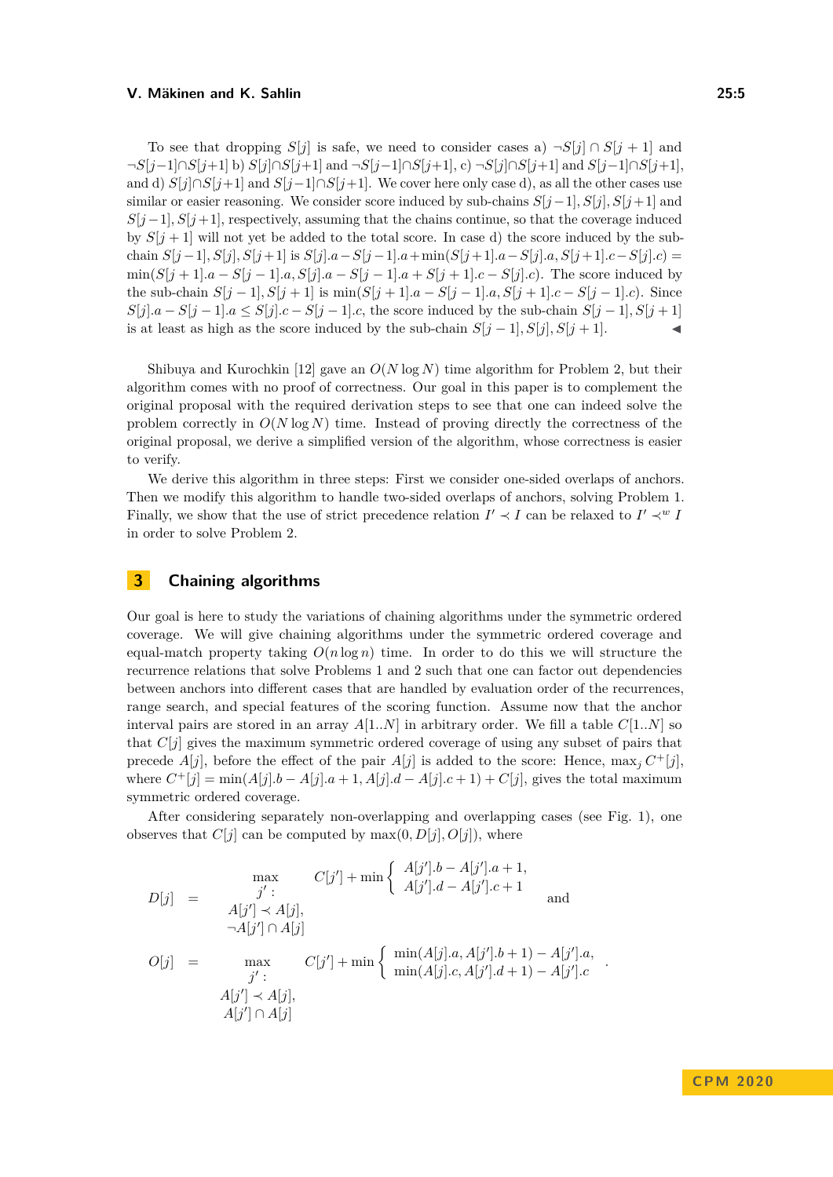To see that dropping $S[j]$ is safe, we need to consider cases a) $\neg S[j] \cap S[j+1]$ and $\neg S[j-1] \cap S[j+1]$ b) $S[j] \cap S[j+1]$ and $\neg S[j-1] \cap S[j+1]$, c) $\neg S[j] \cap S[j+1]$ and $S[j-1] \cap S[j+1]$, and d) $S[j] \cap S[j+1]$ and $S[j-1] \cap S[j+1]$. We cover here only case d), as all the other cases use similar or easier reasoning. We consider score induced by sub-chains $S[j-1], S[j], S[j+1]$ and $S[j-1], S[j+1]$, respectively, assuming that the chains continue, so that the coverage induced by $S[j+1]$ will not yet be added to the total score. In case d) the score induced by the sub-chain $S[j-1], S[j], S[j+1]$ is $S[j].a - S[j-1].a + \min(S[j+1].a - S[j].a, S[j+1].c - S[j].c) = \min(S[j+1].a - S[j-1].a, S[j].a - S[j-1].a + S[j+1].c - S[j].c)$. The score induced by the sub-chain $S[j-1], S[j+1]$ is $\min(S[j+1].a - S[j-1].a, S[j+1].c - S[j-1].c)$. Since $S[j].a - S[j-1].a \leq S[j].c - S[j-1].c$, the score induced by the sub-chain $S[j-1], S[j+1]$ is at least as high as the score induced by the sub-chain $S[j-1], S[j], S[j+1]$. ◀

Shibuya and Kurochkin [12] gave an $O(N \log N)$ time algorithm for Problem 2, but their algorithm comes with no proof of correctness. Our goal in this paper is to complement the original proposal with the required derivation steps to see that one can indeed solve the problem correctly in $O(N \log N)$ time. Instead of proving directly the correctness of the original proposal, we derive a simplified version of the algorithm, whose correctness is easier to verify.

We derive this algorithm in three steps: First we consider one-sided overlaps of anchors. Then we modify this algorithm to handle two-sided overlaps of anchors, solving Problem 1. Finally, we show that the use of strict precedence relation $I' \prec I$ can be relaxed to $I' \prec^w I$ in order to solve Problem 2.

## 3 Chaining algorithms

Our goal is here to study the variations of chaining algorithms under the symmetric ordered coverage. We will give chaining algorithms under the symmetric ordered coverage and equal-match property taking $O(n \log n)$ time. In order to do this we will structure the recurrence relations that solve Problems 1 and 2 such that one can factor out dependencies between anchors into different cases that are handled by evaluation order of the recurrences, range search, and special features of the scoring function. Assume now that the anchor interval pairs are stored in an array $A[1..N]$ in arbitrary order. We fill a table $C[1..N]$ so that $C[j]$ gives the maximum symmetric ordered coverage of using any subset of pairs that precede $A[j]$, before the effect of the pair $A[j]$ is added to the score: Hence, $\max_j C^+[j]$, where $C^+[j] = \min(A[j].b - A[j].a + 1, A[j].d - A[j].c + 1) + C[j]$, gives the total maximum symmetric ordered coverage.

After considering separately non-overlapping and overlapping cases (see Fig. 1), one observes that $C[j]$ can be computed by $\max(0, D[j], O[j])$, where

$$
D[j] = \max_{\substack{j':\\ A[j'] \prec A[j],\\ \neg A[j'] \cap A[j]}} C[j'] + \min \left\{ \begin{array}{l} A[j'].b - A[j'].a + 1, \\ A[j'].d - A[j'].c + 1 \end{array} \right. \quad \text{and}
$$

$$
O[j] = \max_{\substack{j':\\ A[j'] \prec A[j],\\ A[j'] \cap A[j]}} C[j'] + \min \left\{ \begin{array}{l} \min(A[j].a, A[j'].b + 1) - A[j'].a, \\ \min(A[j].c, A[j'].d + 1) - A[j'].c \end{array} \right. .
$$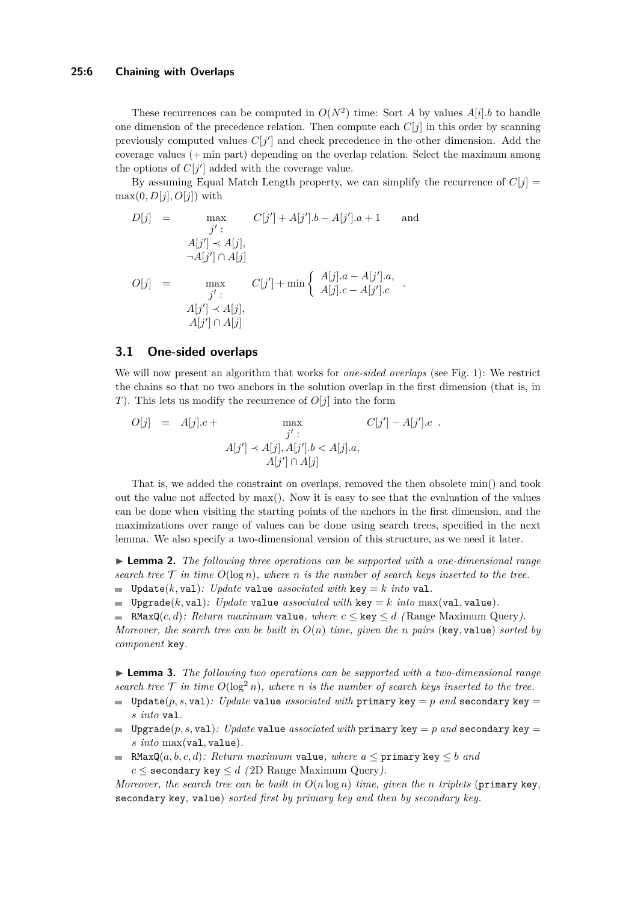These recurrences can be computed in $O(N^2)$ time: Sort $A$ by values $A[i].b$ to handle one dimension of the precedence relation. Then compute each $C[j]$ in this order by scanning previously computed values $C[j']$ and check precedence in the other dimension. Add the coverage values (+ min part) depending on the overlap relation. Select the maximum among the options of $C[j']$ added with the coverage value.

By assuming Equal Match Length property, we can simplify the recurrence of $C[j] = \max(0, D[j], O[j])$ with

$$
\begin{aligned}
D[j] &= \max_{\substack{j' :\\ A[j'] \prec A[j],\\ \neg A[j'] \cap A[j]}} C[j'] + A[j'].b - A[j'].a + 1 \qquad \text{and} \\
O[j] &= \max_{\substack{j' :\\ A[j'] \prec A[j],\\ A[j'] \cap A[j]}} C[j'] + \min \left\{ \begin{array}{l} A[j].a - A[j'].a, \\ A[j].c - A[j'].c \end{array} \right. .
\end{aligned}
$$

## 3.1 One-sided overlaps

We will now present an algorithm that works for *one-sided overlaps* (see Fig. 1): We restrict the chains so that no two anchors in the solution overlap in the first dimension (that is, in $T$). This lets us modify the recurrence of $O[j]$ into the form

$$
O[j] = A[j].c + \max_{\substack{j' :\\ A[j'] \prec A[j],\, A[j'].b < A[j].a,\\ A[j'] \cap A[j]}} C[j'] - A[j'].c \; .
$$

That is, we added the constraint on overlaps, removed the then obsolete min() and took out the value not affected by max(). Now it is easy to see that the evaluation of the values can be done when visiting the starting points of the anchors in the first dimension, and the maximizations over range of values can be done using search trees, specified in the next lemma. We also specify a two-dimensional version of this structure, as we need it later.

▶ **Lemma 2.** *The following three operations can be supported with a one-dimensional range search tree $\mathcal{T}$ in time $O(\log n)$, where $n$ is the number of search keys inserted to the tree.*

- `Update`$(k, \texttt{val})$*: Update* `value` *associated with* `key` $= k$ *into* `val`*.*
- `Upgrade`$(k, \texttt{val})$*: Update* `value` *associated with* `key` $= k$ *into* $\max(\texttt{val}, \texttt{value})$*.*
- `RMaxQ`$(c, d)$*: Return maximum* `value`*, where* $c \leq$ `key` $\leq d$ *(*Range Maximum Query*).*

*Moreover, the search tree can be built in $O(n)$ time, given the $n$ pairs* (`key`, `value`) *sorted by component* `key`*.*

▶ **Lemma 3.** *The following two operations can be supported with a two-dimensional range search tree $\mathcal{T}$ in time $O(\log^2 n)$, where $n$ is the number of search keys inserted to the tree.*

- `Update`$(p, s, \texttt{val})$*: Update* `value` *associated with* `primary key` $= p$ *and* `secondary key` $= s$ *into* `val`*.*
- `Upgrade`$(p, s, \texttt{val})$*: Update* `value` *associated with* `primary key` $= p$ *and* `secondary key` $= s$ *into* $\max(\texttt{val}, \texttt{value})$*.*
- `RMaxQ`$(a, b, c, d)$*: Return maximum* `value`*, where* $a \leq$ `primary key` $\leq b$ *and* $c \leq$ `secondary key` $\leq d$ *(*2D Range Maximum Query*).*

*Moreover, the search tree can be built in $O(n \log n)$ time, given the $n$ triplets* (`primary key`, `secondary key`, `value`) *sorted first by primary key and then by secondary key.*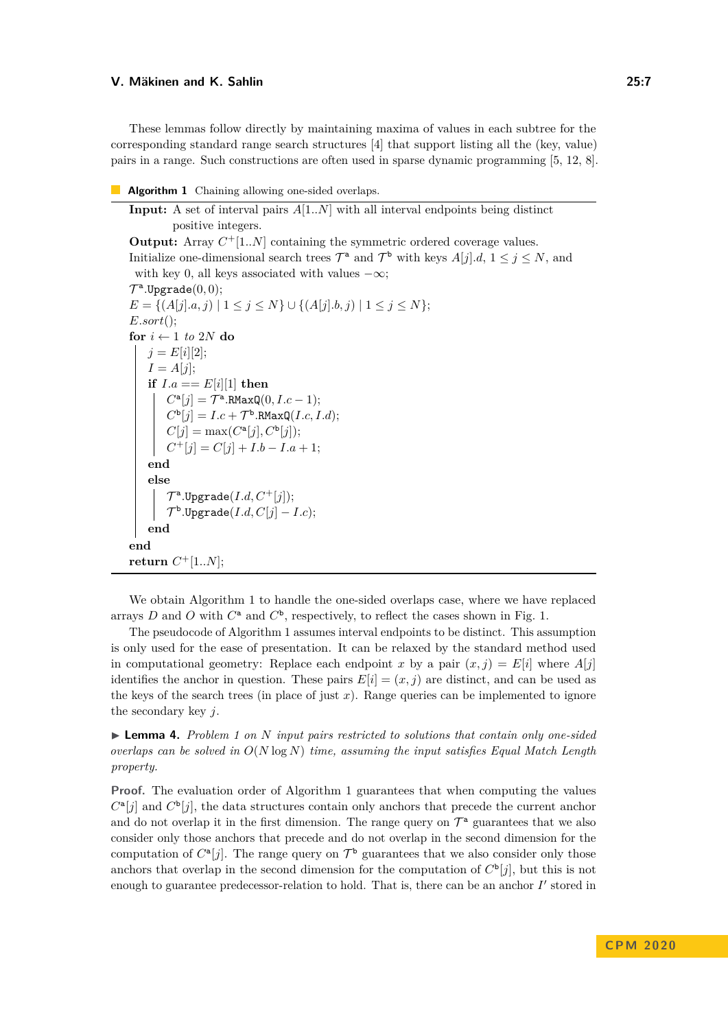These lemmas follow directly by maintaining maxima of values in each subtree for the corresponding standard range search structures [4] that support listing all the (key, value) pairs in a range. Such constructions are often used in sparse dynamic programming [5, 12, 8].

**Algorithm 1** Chaining allowing one-sided overlaps.

**Input:** A set of interval pairs $A[1..N]$ with all interval endpoints being distinct positive integers.
**Output:** Array $C^+[1..N]$ containing the symmetric ordered coverage values.
Initialize one-dimensional search trees $\mathcal{T}^{\mathsf{a}}$ and $\mathcal{T}^{\mathsf{b}}$ with keys $A[j].d$, $1 \leq j \leq N$, and with key 0, all keys associated with values $-\infty$;
$\mathcal{T}^{\mathsf{a}}$.Upgrade$(0, 0)$;
$E = \{(A[j].a, j) \mid 1 \leq j \leq N\} \cup \{(A[j].b, j) \mid 1 \leq j \leq N\}$;
$E.sort()$;
**for** $i \leftarrow 1$ *to* $2N$ **do**
  $j = E[i][2]$;
  $I = A[j]$;
  **if** $I.a == E[i][1]$ **then**
    $C^{\mathsf{a}}[j] = \mathcal{T}^{\mathsf{a}}$.RMaxQ$(0, I.c - 1)$;
    $C^{\mathsf{b}}[j] = I.c + \mathcal{T}^{\mathsf{b}}$.RMaxQ$(I.c, I.d)$;
    $C[j] = \max(C^{\mathsf{a}}[j], C^{\mathsf{b}}[j])$;
    $C^+[j] = C[j] + I.b - I.a + 1$;
  **end**
  **else**
    $\mathcal{T}^{\mathsf{a}}$.Upgrade$(I.d, C^+[j])$;
    $\mathcal{T}^{\mathsf{b}}$.Upgrade$(I.d, C[j] - I.c)$;
  **end**
**end**
**return** $C^+[1..N]$;

We obtain Algorithm 1 to handle the one-sided overlaps case, where we have replaced arrays $D$ and $O$ with $C^{\mathsf{a}}$ and $C^{\mathsf{b}}$, respectively, to reflect the cases shown in Fig. 1.

The pseudocode of Algorithm 1 assumes interval endpoints to be distinct. This assumption is only used for the ease of presentation. It can be relaxed by the standard method used in computational geometry: Replace each endpoint $x$ by a pair $(x, j) = E[i]$ where $A[j]$ identifies the anchor in question. These pairs $E[i] = (x, j)$ are distinct, and can be used as the keys of the search trees (in place of just $x$). Range queries can be implemented to ignore the secondary key $j$.

▶ **Lemma 4.** *Problem 1 on $N$ input pairs restricted to solutions that contain only one-sided overlaps can be solved in $O(N \log N)$ time, assuming the input satisfies Equal Match Length property.*

**Proof.** The evaluation order of Algorithm 1 guarantees that when computing the values $C^{\mathsf{a}}[j]$ and $C^{\mathsf{b}}[j]$, the data structures contain only anchors that precede the current anchor and do not overlap it in the first dimension. The range query on $\mathcal{T}^{\mathsf{a}}$ guarantees that we also consider only those anchors that precede and do not overlap in the second dimension for the computation of $C^{\mathsf{a}}[j]$. The range query on $\mathcal{T}^{\mathsf{b}}$ guarantees that we also consider only those anchors that overlap in the second dimension for the computation of $C^{\mathsf{b}}[j]$, but this is not enough to guarantee predecessor-relation to hold. That is, there can be an anchor $I'$ stored in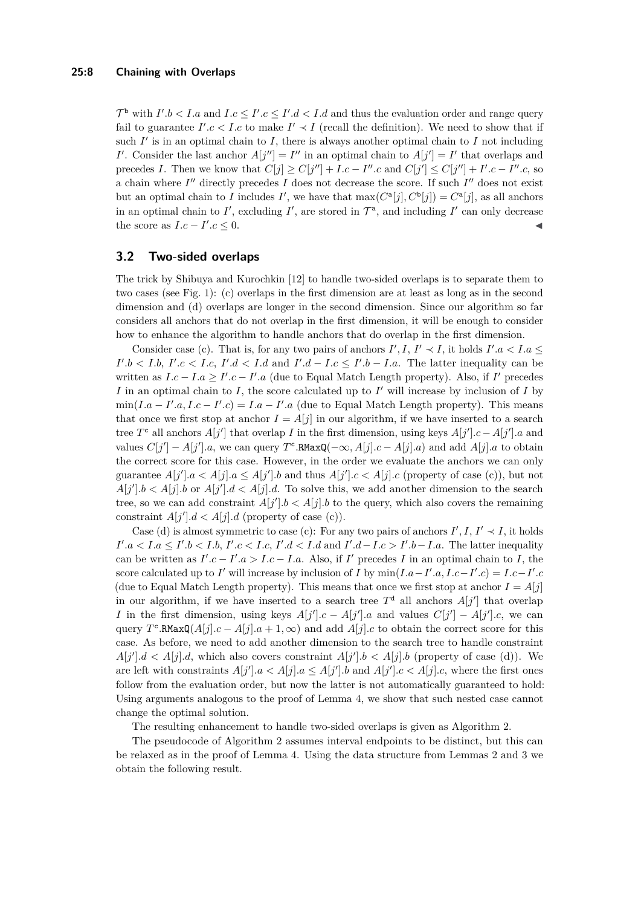$\mathcal{T}^{\mathtt{b}}$ with $I'.b < I.a$ and $I.c \leq I'.c \leq I'.d < I.d$ and thus the evaluation order and range query fail to guarantee $I'.c < I.c$ to make $I' \prec I$ (recall the definition). We need to show that if such $I'$ is in an optimal chain to $I$, there is always another optimal chain to $I$ not including $I'$. Consider the last anchor $A[j''] = I''$ in an optimal chain to $A[j'] = I'$ that overlaps and precedes $I$. Then we know that $C[j] \geq C[j''] + I.c - I''.c$ and $C[j'] \leq C[j''] + I'.c - I''.c$, so a chain where $I''$ directly precedes $I$ does not decrease the score. If such $I''$ does not exist but an optimal chain to $I$ includes $I'$, we have that $\max(C^{\mathtt{a}}[j], C^{\mathtt{b}}[j]) = C^{\mathtt{a}}[j]$, as all anchors in an optimal chain to $I'$, excluding $I'$, are stored in $\mathcal{T}^{\mathtt{a}}$, and including $I'$ can only decrease the score as $I.c - I'.c \leq 0$. ◀

## 3.2 Two-sided overlaps

The trick by Shibuya and Kurochkin [12] to handle two-sided overlaps is to separate them to two cases (see Fig. 1): (c) overlaps in the first dimension are at least as long as in the second dimension and (d) overlaps are longer in the second dimension. Since our algorithm so far considers all anchors that do not overlap in the first dimension, it will be enough to consider how to enhance the algorithm to handle anchors that do overlap in the first dimension.

Consider case (c). That is, for any two pairs of anchors $I', I$, $I' \prec I$, it holds $I'.a < I.a \leq I'.b < I.b$, $I'.c < I.c$, $I'.d < I.d$ and $I'.d - I.c \leq I'.b - I.a$. The latter inequality can be written as $I.c - I.a \geq I'.c - I'.a$ (due to Equal Match Length property). Also, if $I'$ precedes $I$ in an optimal chain to $I$, the score calculated up to $I'$ will increase by inclusion of $I$ by $\min(I.a - I'.a, I.c - I'.c) = I.a - I'.a$ (due to Equal Match Length property). This means that once we first stop at anchor $I = A[j]$ in our algorithm, if we have inserted to a search tree $T^{\mathtt{c}}$ all anchors $A[j']$ that overlap $I$ in the first dimension, using keys $A[j'].c - A[j'].a$ and values $C[j'] - A[j'].a$, we can query $T^{\mathtt{c}}.\mathtt{RMaxQ}(-\infty, A[j].c - A[j].a)$ and add $A[j].a$ to obtain the correct score for this case. However, in the order we evaluate the anchors we can only guarantee $A[j'].a < A[j].a \leq A[j'].b$ and thus $A[j'].c < A[j].c$ (property of case (c)), but not $A[j'].b < A[j].b$ or $A[j'].d < A[j].d$. To solve this, we add another dimension to the search tree, so we can add constraint $A[j'].b < A[j].b$ to the query, which also covers the remaining constraint $A[j'].d < A[j].d$ (property of case (c)).

Case (d) is almost symmetric to case (c): For any two pairs of anchors $I', I$, $I' \prec I$, it holds $I'.a < I.a \leq I'.b < I.b$, $I'.c < I.c$, $I'.d < I.d$ and $I'.d - I.c > I'.b - I.a$. The latter inequality can be written as $I'.c - I'.a > I.c - I.a$. Also, if $I'$ precedes $I$ in an optimal chain to $I$, the score calculated up to $I'$ will increase by inclusion of $I$ by $\min(I.a - I'.a, I.c - I'.c) = I.c - I'.c$ (due to Equal Match Length property). This means that once we first stop at anchor $I = A[j]$ in our algorithm, if we have inserted to a search tree $T^{\mathtt{d}}$ all anchors $A[j']$ that overlap $I$ in the first dimension, using keys $A[j'].c - A[j'].a$ and values $C[j'] - A[j'].c$, we can query $T^{\mathtt{c}}.\mathtt{RMaxQ}(A[j].c - A[j].a + 1, \infty)$ and add $A[j].c$ to obtain the correct score for this case. As before, we need to add another dimension to the search tree to handle constraint $A[j'].d < A[j].d$, which also covers constraint $A[j'].b < A[j].b$ (property of case (d)). We are left with constraints $A[j'].a < A[j].a \leq A[j'].b$ and $A[j'].c < A[j].c$, where the first ones follow from the evaluation order, but now the latter is not automatically guaranteed to hold: Using arguments analogous to the proof of Lemma 4, we show that such nested case cannot change the optimal solution.

The resulting enhancement to handle two-sided overlaps is given as Algorithm 2.

The pseudocode of Algorithm 2 assumes interval endpoints to be distinct, but this can be relaxed as in the proof of Lemma 4. Using the data structure from Lemmas 2 and 3 we obtain the following result.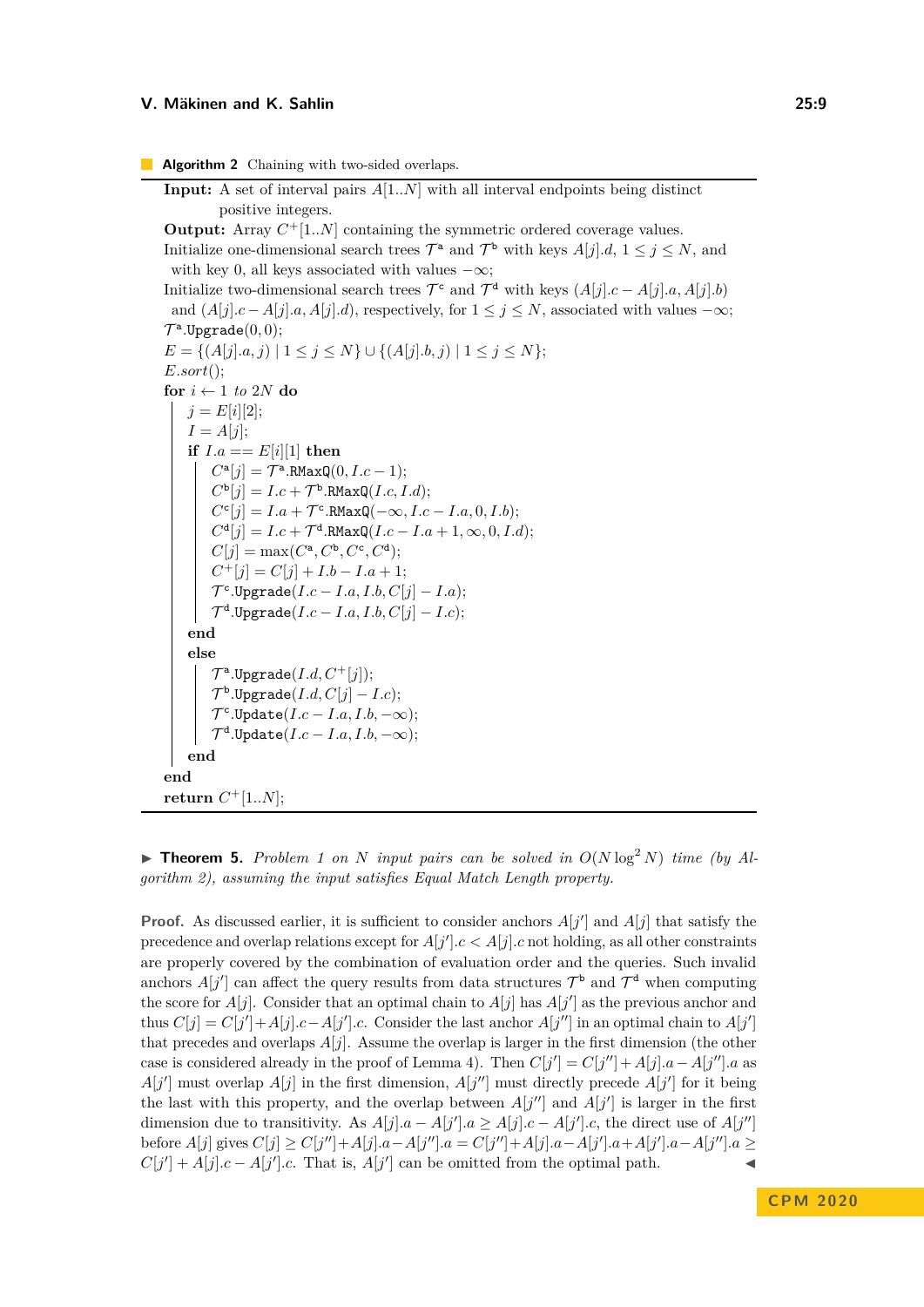**Algorithm 2** Chaining with two-sided overlaps.

```
Input: A set of interval pairs A[1..N] with all interval endpoints being distinct
       positive integers.
Output: Array C+[1..N] containing the symmetric ordered coverage values.
Initialize one-dimensional search trees T^a and T^b with keys A[j].d, 1 ≤ j ≤ N, and
  with key 0, all keys associated with values −∞;
Initialize two-dimensional search trees T^c and T^d with keys (A[j].c − A[j].a, A[j].b)
  and (A[j].c − A[j].a, A[j].d), respectively, for 1 ≤ j ≤ N, associated with values −∞;
T^a.Upgrade(0, 0);
E = {(A[j].a, j) | 1 ≤ j ≤ N} ∪ {(A[j].b, j) | 1 ≤ j ≤ N};
E.sort();
for i ← 1 to 2N do
    j = E[i][2];
    I = A[j];
    if I.a == E[i][1] then
        C^a[j] = T^a.RMaxQ(0, I.c − 1);
        C^b[j] = I.c + T^b.RMaxQ(I.c, I.d);
        C^c[j] = I.a + T^c.RMaxQ(−∞, I.c − I.a, 0, I.b);
        C^d[j] = I.c + T^d.RMaxQ(I.c − I.a + 1, ∞, 0, I.d);
        C[j] = max(C^a, C^b, C^c, C^d);
        C+[j] = C[j] + I.b − I.a + 1;
        T^c.Upgrade(I.c − I.a, I.b, C[j] − I.a);
        T^d.Upgrade(I.c − I.a, I.b, C[j] − I.c);
    end
    else
        T^a.Upgrade(I.d, C+[j]);
        T^b.Upgrade(I.d, C[j] − I.c);
        T^c.Update(I.c − I.a, I.b, −∞);
        T^d.Update(I.c − I.a, I.b, −∞);
    end
end
return C+[1..N];
```

▶ **Theorem 5.** *Problem 1 on $N$ input pairs can be solved in $O(N \log^2 N)$ time (by Algorithm 2), assuming the input satisfies Equal Match Length property.*

**Proof.** As discussed earlier, it is sufficient to consider anchors $A[j']$ and $A[j]$ that satisfy the precedence and overlap relations except for $A[j'].c < A[j].c$ not holding, as all other constraints are properly covered by the combination of evaluation order and the queries. Such invalid anchors $A[j']$ can affect the query results from data structures $\mathcal{T}^{\mathtt{b}}$ and $\mathcal{T}^{\mathtt{d}}$ when computing the score for $A[j]$. Consider that an optimal chain to $A[j]$ has $A[j']$ as the previous anchor and thus $C[j] = C[j'] + A[j].c - A[j'].c$. Consider the last anchor $A[j'']$ in an optimal chain to $A[j']$ that precedes and overlaps $A[j]$. Assume the overlap is larger in the first dimension (the other case is considered already in the proof of Lemma 4). Then $C[j'] = C[j''] + A[j].a - A[j''].a$ as $A[j']$ must overlap $A[j]$ in the first dimension, $A[j'']$ must directly precede $A[j']$ for it being the last with this property, and the overlap between $A[j'']$ and $A[j']$ is larger in the first dimension due to transitivity. As $A[j].a - A[j'].a \geq A[j].c - A[j'].c$, the direct use of $A[j'']$ before $A[j]$ gives $C[j] \geq C[j''] + A[j].a - A[j''].a = C[j''] + A[j].a - A[j'].a + A[j'].a - A[j''].a \geq C[j'] + A[j].c - A[j'].c$. That is, $A[j']$ can be omitted from the optimal path. ◀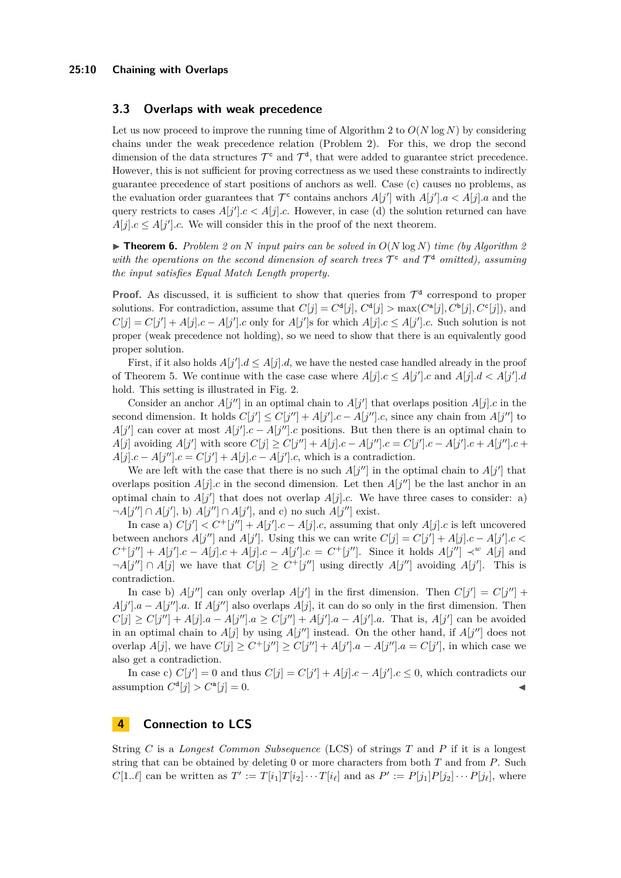## 3.3 Overlaps with weak precedence

Let us now proceed to improve the running time of Algorithm 2 to $O(N \log N)$ by considering chains under the weak precedence relation (Problem 2). For this, we drop the second dimension of the data structures $\mathcal{T}^{\mathtt{c}}$ and $\mathcal{T}^{\mathtt{d}}$, that were added to guarantee strict precedence. However, this is not sufficient for proving correctness as we used these constraints to indirectly guarantee precedence of start positions of anchors as well. Case (c) causes no problems, as the evaluation order guarantees that $\mathcal{T}^{\mathtt{c}}$ contains anchors $A[j']$ with $A[j'].a < A[j].a$ and the query restricts to cases $A[j'].c < A[j].c$. However, in case (d) the solution returned can have $A[j].c \leq A[j'].c$. We will consider this in the proof of the next theorem.

▶ **Theorem 6.** *Problem 2 on $N$ input pairs can be solved in $O(N \log N)$ time (by Algorithm 2 with the operations on the second dimension of search trees $\mathcal{T}^{\mathtt{c}}$ and $\mathcal{T}^{\mathtt{d}}$ omitted), assuming the input satisfies Equal Match Length property.*

**Proof.** As discussed, it is sufficient to show that queries from $\mathcal{T}^{\mathtt{d}}$ correspond to proper solutions. For contradiction, assume that $C[j] = C^{\mathtt{d}}[j]$, $C^{\mathtt{d}}[j] > \max(C^{\mathtt{a}}[j], C^{\mathtt{b}}[j], C^{\mathtt{c}}[j])$, and $C[j] = C[j'] + A[j].c - A[j'].c$ only for $A[j']$s for which $A[j].c \leq A[j'].c$. Such solution is not proper (weak precedence not holding), so we need to show that there is an equivalently good proper solution.

First, if it also holds $A[j'].d \leq A[j].d$, we have the nested case handled already in the proof of Theorem 5. We continue with the case case where $A[j].c \leq A[j'].c$ and $A[j].d < A[j'].d$ hold. This setting is illustrated in Fig. 2.

Consider an anchor $A[j'']$ in an optimal chain to $A[j']$ that overlaps position $A[j].c$ in the second dimension. It holds $C[j'] \leq C[j''] + A[j'].c - A[j''].c$, since any chain from $A[j'']$ to $A[j']$ can cover at most $A[j'].c - A[j''].c$ positions. But then there is an optimal chain to $A[j]$ avoiding $A[j']$ with score $C[j] \geq C[j''] + A[j].c - A[j''].c = C[j'].c - A[j'].c + A[j''].c + A[j].c - A[j''].c = C[j'] + A[j].c - A[j'].c$, which is a contradiction.

We are left with the case that there is no such $A[j'']$ in the optimal chain to $A[j']$ that overlaps position $A[j].c$ in the second dimension. Let then $A[j'']$ be the last anchor in an optimal chain to $A[j']$ that does not overlap $A[j].c$. We have three cases to consider: a) $\neg A[j''] \cap A[j']$, b) $A[j''] \cap A[j']$, and c) no such $A[j'']$ exist.

In case a) $C[j'] < C^{+}[j''] + A[j'].c - A[j].c$, assuming that only $A[j].c$ is left uncovered between anchors $A[j'']$ and $A[j']$. Using this we can write $C[j] = C[j'] + A[j].c - A[j'].c < C^{+}[j''] + A[j'].c - A[j].c + A[j].c - A[j'].c = C^{+}[j'']$. Since it holds $A[j''] \prec^{w} A[j]$ and $\neg A[j''] \cap A[j]$ we have that $C[j] \geq C^{+}[j'']$ using directly $A[j'']$ avoiding $A[j']$. This is contradiction.

In case b) $A[j'']$ can only overlap $A[j']$ in the first dimension. Then $C[j'] = C[j''] + A[j'].a - A[j''].a$. If $A[j'']$ also overlaps $A[j]$, it can do so only in the first dimension. Then $C[j] \geq C[j''] + A[j].a - A[j''].a \geq C[j''] + A[j'].a - A[j'].a$. That is, $A[j']$ can be avoided in an optimal chain to $A[j]$ by using $A[j'']$ instead. On the other hand, if $A[j'']$ does not overlap $A[j]$, we have $C[j] \geq C^{+}[j''] \geq C[j''] + A[j'].a - A[j''].a = C[j']$, in which case we also get a contradiction.

In case c) $C[j'] = 0$ and thus $C[j] = C[j'] + A[j].c - A[j'].c \leq 0$, which contradicts our assumption $C^{\mathtt{d}}[j] > C^{\mathtt{a}}[j] = 0$. ◀

# 4 Connection to LCS

String $C$ is a *Longest Common Subsequence* (LCS) of strings $T$ and $P$ if it is a longest string that can be obtained by deleting 0 or more characters from both $T$ and from $P$. Such $C[1..\ell]$ can be written as $T' := T[i_1]T[i_2]\cdots T[i_\ell]$ and as $P' := P[j_1]P[j_2]\cdots P[j_\ell]$, where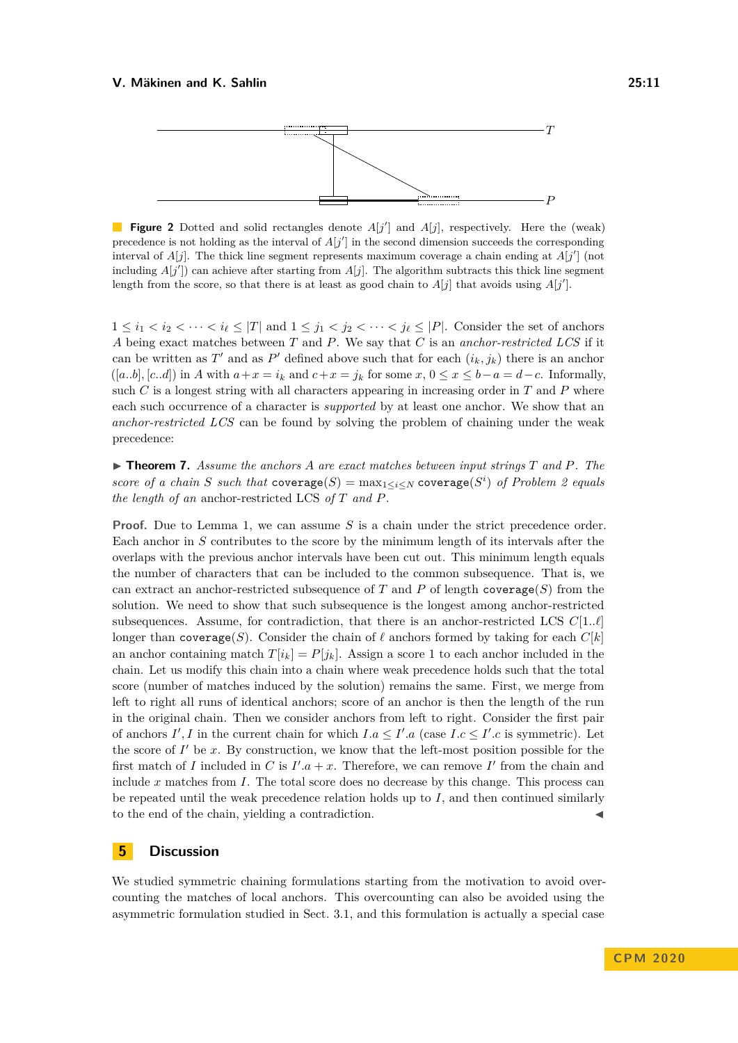**Figure 2** Dotted and solid rectangles denote $A[j']$ and $A[j]$, respectively. Here the (weak) precedence is not holding as the interval of $A[j']$ in the second dimension succeeds the corresponding interval of $A[j]$. The thick line segment represents maximum coverage a chain ending at $A[j']$ (not including $A[j']$) can achieve after starting from $A[j]$. The algorithm subtracts this thick line segment length from the score, so that there is at least as good chain to $A[j]$ that avoids using $A[j']$.

$1 \leq i_1 < i_2 < \cdots < i_\ell \leq |T|$ and $1 \leq j_1 < j_2 < \cdots < j_\ell \leq |P|$. Consider the set of anchors $A$ being exact matches between $T$ and $P$. We say that $C$ is an *anchor-restricted LCS* if it can be written as $T'$ and as $P'$ defined above such that for each $(i_k, j_k)$ there is an anchor $([a..b],[c..d])$ in $A$ with $a+x = i_k$ and $c+x = j_k$ for some $x$, $0 \leq x \leq b-a = d-c$. Informally, such $C$ is a longest string with all characters appearing in increasing order in $T$ and $P$ where each such occurrence of a character is *supported* by at least one anchor. We show that an *anchor-restricted LCS* can be found by solving the problem of chaining under the weak precedence:

▶ **Theorem 7.** *Assume the anchors $A$ are exact matches between input strings $T$ and $P$. The score of a chain $S$ such that* $\texttt{coverage}(S) = \max_{1 \leq i \leq N} \texttt{coverage}(S^i)$ *of Problem 2 equals the length of an* anchor-restricted LCS *of $T$ and $P$.*

**Proof.** Due to Lemma 1, we can assume $S$ is a chain under the strict precedence order. Each anchor in $S$ contributes to the score by the minimum length of its intervals after the overlaps with the previous anchor intervals have been cut out. This minimum length equals the number of characters that can be included to the common subsequence. That is, we can extract an anchor-restricted subsequence of $T$ and $P$ of length $\texttt{coverage}(S)$ from the solution. We need to show that such subsequence is the longest among anchor-restricted subsequences. Assume, for contradiction, that there is an anchor-restricted LCS $C[1..\ell]$ longer than $\texttt{coverage}(S)$. Consider the chain of $\ell$ anchors formed by taking for each $C[k]$ an anchor containing match $T[i_k] = P[j_k]$. Assign a score 1 to each anchor included in the chain. Let us modify this chain into a chain where weak precedence holds such that the total score (number of matches induced by the solution) remains the same. First, we merge from left to right all runs of identical anchors; score of an anchor is then the length of the run in the original chain. Then we consider anchors from left to right. Consider the first pair of anchors $I', I$ in the current chain for which $I.a \leq I'.a$ (case $I.c \leq I'.c$ is symmetric). Let the score of $I'$ be $x$. By construction, we know that the left-most position possible for the first match of $I$ included in $C$ is $I'.a + x$. Therefore, we can remove $I'$ from the chain and include $x$ matches from $I$. The total score does not decrease by this change. This process can be repeated until the weak precedence relation holds up to $I$, and then continued similarly to the end of the chain, yielding a contradiction. ◀

## 5 Discussion

We studied symmetric chaining formulations starting from the motivation to avoid overcounting the matches of local anchors. This overcounting can also be avoided using the asymmetric formulation studied in Sect. 3.1, and this formulation is actually a special case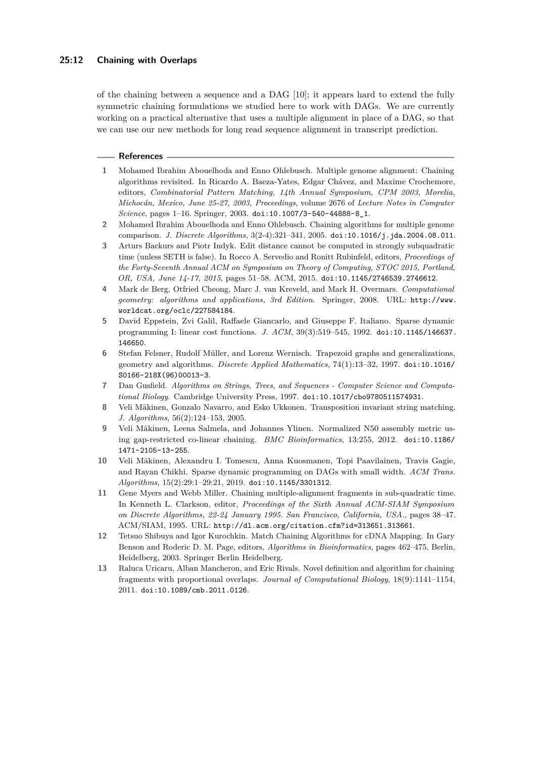of the chaining between a sequence and a DAG [10]; it appears hard to extend the fully symmetric chaining formulations we studied here to work with DAGs. We are currently working on a practical alternative that uses a multiple alignment in place of a DAG, so that we can use our new methods for long read sequence alignment in transcript prediction.

## References

1. Mohamed Ibrahim Abouelhoda and Enno Ohlebusch. Multiple genome alignment: Chaining algorithms revisited. In Ricardo A. Baeza-Yates, Edgar Chávez, and Maxime Crochemore, editors, *Combinatorial Pattern Matching, 14th Annual Symposium, CPM 2003, Morelia, Michocán, Mexico, June 25-27, 2003, Proceedings*, volume 2676 of *Lecture Notes in Computer Science*, pages 1–16. Springer, 2003. doi:10.1007/3-540-44888-8_1.
2. Mohamed Ibrahim Abouelhoda and Enno Ohlebusch. Chaining algorithms for multiple genome comparison. *J. Discrete Algorithms*, 3(2-4):321–341, 2005. doi:10.1016/j.jda.2004.08.011.
3. Arturs Backurs and Piotr Indyk. Edit distance cannot be computed in strongly subquadratic time (unless SETH is false). In Rocco A. Servedio and Ronitt Rubinfeld, editors, *Proceedings of the Forty-Seventh Annual ACM on Symposium on Theory of Computing, STOC 2015, Portland, OR, USA, June 14-17, 2015*, pages 51–58. ACM, 2015. doi:10.1145/2746539.2746612.
4. Mark de Berg, Otfried Cheong, Marc J. van Kreveld, and Mark H. Overmars. *Computational geometry: algorithms and applications, 3rd Edition*. Springer, 2008. URL: http://www.worldcat.org/oclc/227584184.
5. David Eppstein, Zvi Galil, Raffaele Giancarlo, and Giuseppe F. Italiano. Sparse dynamic programming I: linear cost functions. *J. ACM*, 39(3):519–545, 1992. doi:10.1145/146637.146650.
6. Stefan Felsner, Rudolf Müller, and Lorenz Wernisch. Trapezoid graphs and generalizations, geometry and algorithms. *Discrete Applied Mathematics*, 74(1):13–32, 1997. doi:10.1016/S0166-218X(96)00013-3.
7. Dan Gusfield. *Algorithms on Strings, Trees, and Sequences - Computer Science and Computational Biology*. Cambridge University Press, 1997. doi:10.1017/cbo9780511574931.
8. Veli Mäkinen, Gonzalo Navarro, and Esko Ukkonen. Transposition invariant string matching. *J. Algorithms*, 56(2):124–153, 2005.
9. Veli Mäkinen, Leena Salmela, and Johannes Ylinen. Normalized N50 assembly metric using gap-restricted co-linear chaining. *BMC Bioinformatics*, 13:255, 2012. doi:10.1186/1471-2105-13-255.
10. Veli Mäkinen, Alexandru I. Tomescu, Anna Kuosmanen, Topi Paavilainen, Travis Gagie, and Rayan Chikhi. Sparse dynamic programming on DAGs with small width. *ACM Trans. Algorithms*, 15(2):29:1–29:21, 2019. doi:10.1145/3301312.
11. Gene Myers and Webb Miller. Chaining multiple-alignment fragments in sub-quadratic time. In Kenneth L. Clarkson, editor, *Proceedings of the Sixth Annual ACM-SIAM Symposium on Discrete Algorithms, 22-24 January 1995. San Francisco, California, USA.*, pages 38–47. ACM/SIAM, 1995. URL: http://dl.acm.org/citation.cfm?id=313651.313661.
12. Tetsuo Shibuya and Igor Kurochkin. Match Chaining Algorithms for cDNA Mapping. In Gary Benson and Roderic D. M. Page, editors, *Algorithms in Bioinformatics*, pages 462–475, Berlin, Heidelberg, 2003. Springer Berlin Heidelberg.
13. Raluca Uricaru, Alban Mancheron, and Eric Rivals. Novel definition and algorithm for chaining fragments with proportional overlaps. *Journal of Computational Biology*, 18(9):1141–1154, 2011. doi:10.1089/cmb.2011.0126.